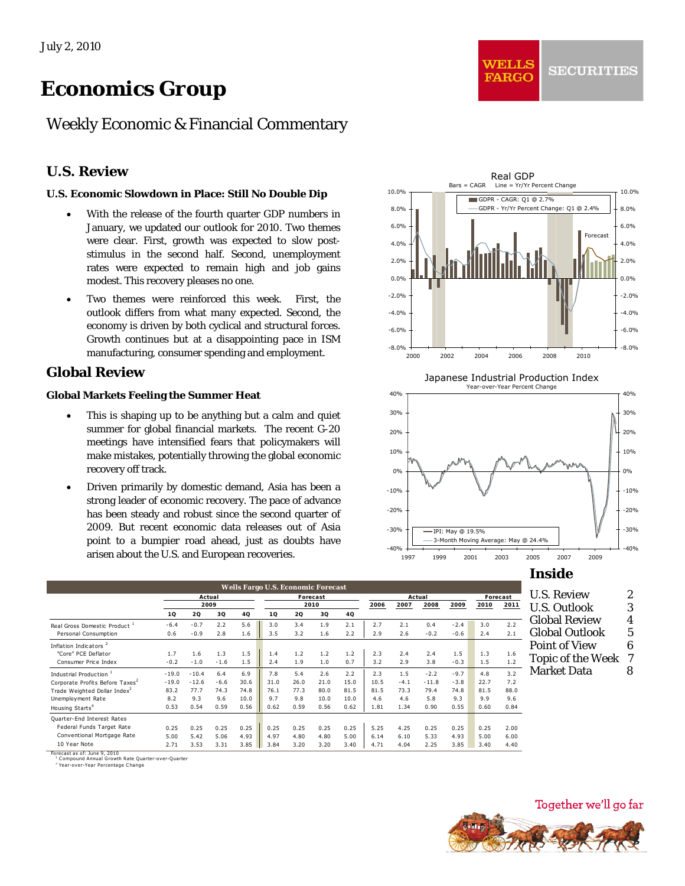July 2, 2010

# Economics Group

Weekly Economic & Financial Commentary

## U.S. Review

### U.S. Economic Slowdown in Place: Still No Double Dip

- With the release of the fourth quarter GDP numbers in January, we updated our outlook for 2010. Two themes were clear. First, growth was expected to slow post-stimulus in the second half. Second, unemployment rates were expected to remain high and job gains modest. This recovery pleases no one.
- Two themes were reinforced this week. First, the outlook differs from what many expected. Second, the economy is driven by both cyclical and structural forces. Growth continues but at a disappointing pace in ISM manufacturing, consumer spending and employment.

## Global Review

### Global Markets Feeling the Summer Heat

- This is shaping up to be anything but a calm and quiet summer for global financial markets. The recent G-20 meetings have intensified fears that policymakers will make mistakes, potentially throwing the global economic recovery off track.
- Driven primarily by domestic demand, Asia has been a strong leader of economic recovery. The pace of advance has been steady and robust since the second quarter of 2009. But recent economic data releases out of Asia point to a bumpier road ahead, just as doubts have arisen about the U.S. and European recoveries.

Real GDP
Bars = CAGR Line = Yr/Yr Percent Change
GDPR - CAGR: Q1 @ 2.7%
GDPR - Yr/Yr Percent Change: Q1 @ 2.4%

Japanese Industrial Production Index
Year-over-Year Percent Change
IPI: May @ 19.5%
3-Month Moving Average: May @ 24.4%

## Inside

| | |
|---|---|
| U.S. Review | 2 |
| U.S. Outlook | 3 |
| Global Review | 4 |
| Global Outlook | 5 |
| Point of View | 6 |
| Topic of the Week | 7 |
| Market Data | 8 |

**Wells Fargo U.S. Economic Forecast**

| | Actual 2009 | | | | Forecast 2010 | | | | Actual | | | | Forecast | |
|---|---|---|---|---|---|---|---|---|---|---|---|---|---|---|
| | 1Q | 2Q | 3Q | 4Q | 1Q | 2Q | 3Q | 4Q | 2006 | 2007 | 2008 | 2009 | 2010 | 2011 |
| Real Gross Domestic Product [1] | -6.4 | -0.7 | 2.2 | 5.6 | 3.0 | 3.4 | 1.9 | 2.1 | 2.7 | 2.1 | 0.4 | -2.4 | 3.0 | 2.2 |
| Personal Consumption | 0.6 | -0.9 | 2.8 | 1.6 | 3.5 | 3.2 | 1.6 | 2.2 | 2.9 | 2.6 | -0.2 | -0.6 | 2.4 | 2.1 |
| Inflation Indicators [2] | | | | | | | | | | | | | | |
| "Core" PCE Deflator | 1.7 | 1.6 | 1.3 | 1.5 | 1.4 | 1.2 | 1.2 | 1.2 | 2.3 | 2.4 | 2.4 | 1.5 | 1.3 | 1.6 |
| Consumer Price Index | -0.2 | -1.0 | -1.6 | 1.5 | 2.4 | 1.9 | 1.0 | 0.7 | 3.2 | 2.9 | 3.8 | -0.3 | 1.5 | 1.2 |
| Industrial Production [1] | -19.0 | -10.4 | 6.4 | 6.9 | 7.8 | 5.4 | 2.6 | 2.2 | 2.3 | 1.5 | -2.2 | -9.7 | 4.8 | 3.2 |
| Corporate Profits Before Taxes [2] | -19.0 | -12.6 | -6.6 | 30.6 | 31.0 | 26.0 | 21.0 | 15.0 | 10.5 | -4.1 | -11.8 | -3.8 | 22.7 | 7.2 |
| Trade Weighted Dollar Index [3] | 83.2 | 77.7 | 74.3 | 74.8 | 76.1 | 77.3 | 80.0 | 81.5 | 81.5 | 73.3 | 79.4 | 74.8 | 81.5 | 88.0 |
| Unemployment Rate | 8.2 | 9.3 | 9.6 | 10.0 | 9.7 | 9.8 | 10.0 | 10.0 | 4.6 | 4.6 | 5.8 | 9.3 | 9.9 | 9.6 |
| Housing Starts [4] | 0.53 | 0.54 | 0.59 | 0.56 | 0.62 | 0.59 | 0.56 | 0.62 | 1.81 | 1.34 | 0.90 | 0.55 | 0.60 | 0.84 |
| Quarter-End Interest Rates | | | | | | | | | | | | | | |
| Federal Funds Target Rate | 0.25 | 0.25 | 0.25 | 0.25 | 0.25 | 0.25 | 0.25 | 0.25 | 5.25 | 4.25 | 0.25 | 0.25 | 0.25 | 2.00 |
| Conventional Mortgage Rate | 5.00 | 5.42 | 5.06 | 4.93 | 4.97 | 4.80 | 4.80 | 5.00 | 6.14 | 6.10 | 5.33 | 4.93 | 5.00 | 6.00 |
| 10 Year Note | 2.71 | 3.53 | 3.31 | 3.85 | 3.84 | 3.20 | 3.20 | 3.40 | 4.71 | 4.04 | 2.25 | 3.85 | 3.40 | 4.40 |

Forecast as of: June 9, 2010
[1] Compound Annual Growth Rate Quarter-over-Quarter
[2] Year-over-Year Percentage Change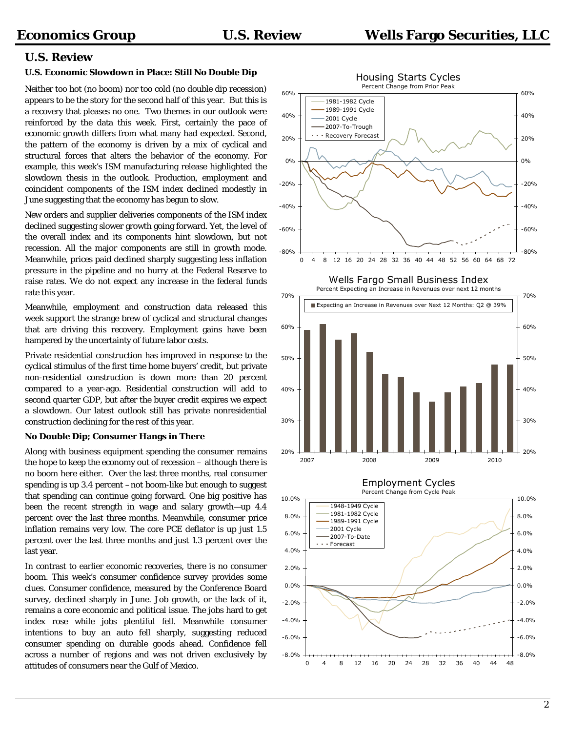## U.S. Review

### U.S. Economic Slowdown in Place: Still No Double Dip

Neither too hot (no boom) nor too cold (no double dip recession) appears to be the story for the second half of this year. But this is a recovery that pleases no one. Two themes in our outlook were reinforced by the data this week. First, certainly the pace of economic growth differs from what many had expected. Second, the pattern of the economy is driven by a mix of cyclical and structural forces that alters the behavior of the economy. For example, this week's ISM manufacturing release highlighted the slowdown thesis in the outlook. Production, employment and coincident components of the ISM index declined modestly in June suggesting that the economy has begun to slow.

New orders and supplier deliveries components of the ISM index declined suggesting slower growth going forward. Yet, the level of the overall index and its components hint slowdown, but not recession. All the major components are still in growth mode. Meanwhile, prices paid declined sharply suggesting less inflation pressure in the pipeline and no hurry at the Federal Reserve to raise rates. We do not expect any increase in the federal funds rate this year.

Meanwhile, employment and construction data released this week support the strange brew of cyclical and structural changes that are driving this recovery. Employment gains have been hampered by the uncertainty of future labor costs.

Private residential construction has improved in response to the cyclical stimulus of the first time home buyers' credit, but private non-residential construction is down more than 20 percent compared to a year-ago. Residential construction will add to second quarter GDP, but after the buyer credit expires we expect a slowdown. Our latest outlook still has private nonresidential construction declining for the rest of this year.

### No Double Dip; Consumer Hangs in There

Along with business equipment spending the consumer remains the hope to keep the economy out of recession – although there is no boom here either. Over the last three months, real consumer spending is up 3.4 percent – not boom-like but enough to suggest that spending can continue going forward. One big positive has been the recent strength in wage and salary growth—up 4.4 percent over the last three months. Meanwhile, consumer price inflation remains very low. The core PCE deflator is up just 1.5 percent over the last three months and just 1.3 percent over the last year.

In contrast to earlier economic recoveries, there is no consumer boom. This week's consumer confidence survey provides some clues. Consumer confidence, measured by the Conference Board survey, declined sharply in June. Job growth, or the lack of it, remains a core economic and political issue. The jobs hard to get index rose while jobs plentiful fell. Meanwhile consumer intentions to buy an auto fell sharply, suggesting reduced consumer spending on durable goods ahead. Confidence fell across a number of regions and was not driven exclusively by attitudes of consumers near the Gulf of Mexico.

**Housing Starts Cycles**
Percent Change from Prior Peak
(1981-1982 Cycle; 1989-1991 Cycle; 2001 Cycle; 2007-To-Trough; Recovery Forecast)

**Wells Fargo Small Business Index**
Percent Expecting an Increase in Revenues over next 12 months
(Expecting an Increase in Revenues over Next 12 Months: Q2 @ 39%)

**Employment Cycles**
Percent Change from Cycle Peak
(1948-1949 Cycle; 1981-1982 Cycle; 1989-1991 Cycle; 2001 Cycle; 2007-To-Date; Forecast)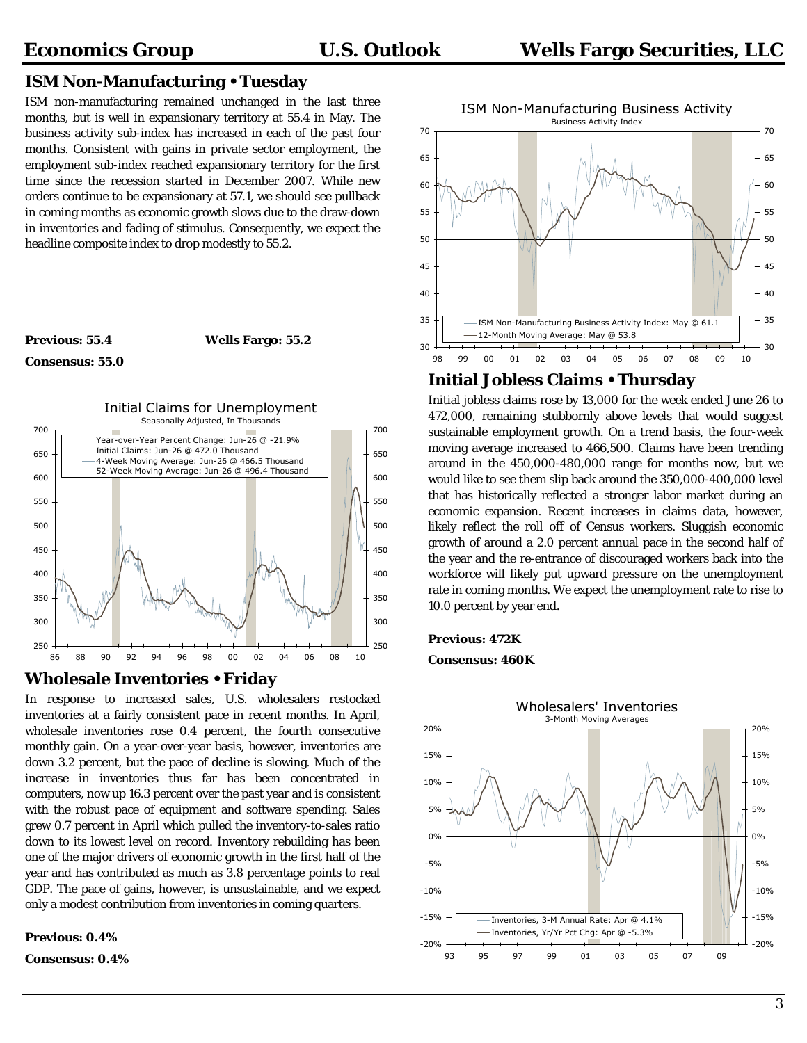## ISM Non-Manufacturing • Tuesday

ISM non-manufacturing remained unchanged in the last three months, but is well in expansionary territory at 55.4 in May. The business activity sub-index has increased in each of the past four months. Consistent with gains in private sector employment, the employment sub-index reached expansionary territory for the first time since the recession started in December 2007. While new orders continue to be expansionary at 57.1, we should see pullback in coming months as economic growth slows due to the draw-down in inventories and fading of stimulus. Consequently, we expect the headline composite index to drop modestly to 55.2.

**Previous: 55.4** **Wells Fargo: 55.2**

**Consensus: 55.0**

## Initial Jobless Claims • Thursday

Initial jobless claims rose by 13,000 for the week ended June 26 to 472,000, remaining stubbornly above levels that would suggest sustainable employment growth. On a trend basis, the four-week moving average increased to 466,500. Claims have been trending around in the 450,000-480,000 range for months now, but we would like to see them slip back around the 350,000-400,000 level that has historically reflected a stronger labor market during an economic expansion. Recent increases in claims data, however, likely reflect the roll off of Census workers. Sluggish economic growth of around a 2.0 percent annual pace in the second half of the year and the re-entrance of discouraged workers back into the workforce will likely put upward pressure on the unemployment rate in coming months. We expect the unemployment rate to rise to 10.0 percent by year end.

**Previous: 472K**

**Consensus: 460K**

## Wholesale Inventories • Friday

In response to increased sales, U.S. wholesalers restocked inventories at a fairly consistent pace in recent months. In April, wholesale inventories rose 0.4 percent, the fourth consecutive monthly gain. On a year-over-year basis, however, inventories are down 3.2 percent, but the pace of decline is slowing. Much of the increase in inventories thus far has been concentrated in computers, now up 16.3 percent over the past year and is consistent with the robust pace of equipment and software spending. Sales grew 0.7 percent in April which pulled the inventory-to-sales ratio down to its lowest level on record. Inventory rebuilding has been one of the major drivers of economic growth in the first half of the year and has contributed as much as 3.8 percentage points to real GDP. The pace of gains, however, is unsustainable, and we expect only a modest contribution from inventories in coming quarters.

**Previous: 0.4%**

**Consensus: 0.4%**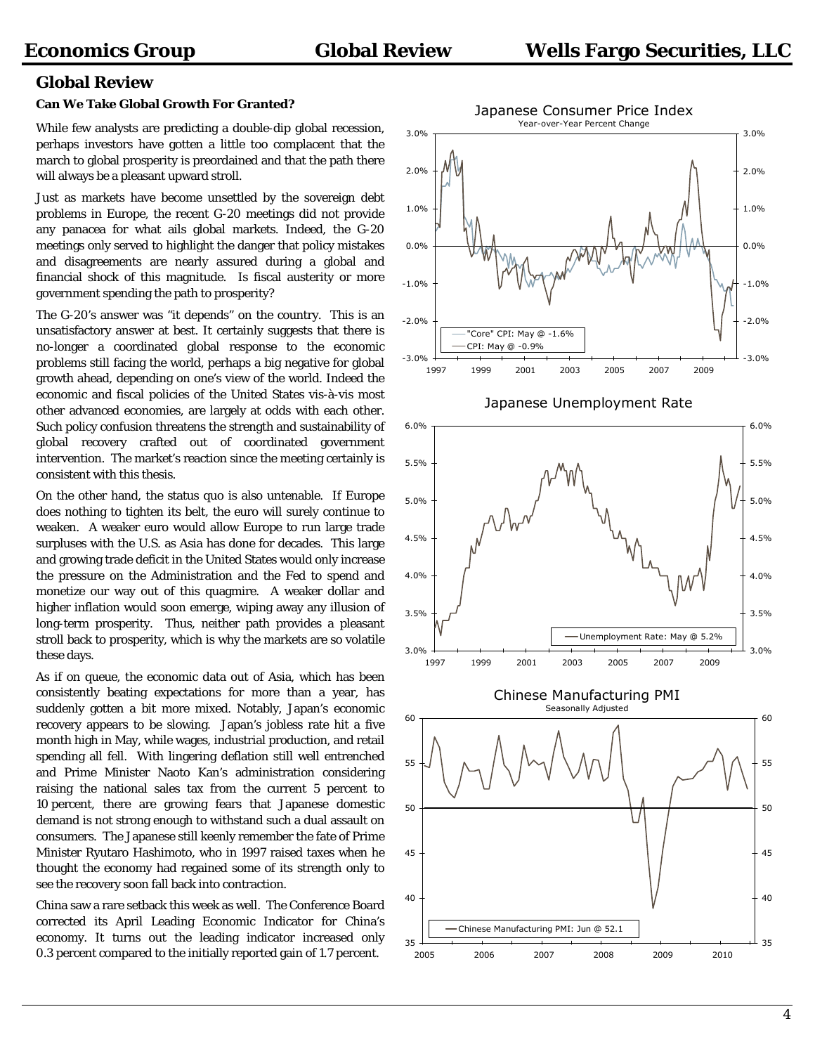# Global Review

### Can We Take Global Growth For Granted?

While few analysts are predicting a double-dip global recession, perhaps investors have gotten a little too complacent that the march to global prosperity is preordained and that the path there will always be a pleasant upward stroll.

Just as markets have become unsettled by the sovereign debt problems in Europe, the recent G-20 meetings did not provide any panacea for what ails global markets. Indeed, the G-20 meetings only served to highlight the danger that policy mistakes and disagreements are nearly assured during a global and financial shock of this magnitude. Is fiscal austerity or more government spending the path to prosperity?

The G-20's answer was "it depends" on the country. This is an unsatisfactory answer at best. It certainly suggests that there is no-longer a coordinated global response to the economic problems still facing the world, perhaps a big negative for global growth ahead, depending on one's view of the world. Indeed the economic and fiscal policies of the United States vis-à-vis most other advanced economies, are largely at odds with each other. Such policy confusion threatens the strength and sustainability of global recovery crafted out of coordinated government intervention. The market's reaction since the meeting certainly is consistent with this thesis.

On the other hand, the status quo is also untenable. If Europe does nothing to tighten its belt, the euro will surely continue to weaken. A weaker euro would allow Europe to run large trade surpluses with the U.S. as Asia has done for decades. This large and growing trade deficit in the United States would only increase the pressure on the Administration and the Fed to spend and monetize our way out of this quagmire. A weaker dollar and higher inflation would soon emerge, wiping away any illusion of long-term prosperity. Thus, neither path provides a pleasant stroll back to prosperity, which is why the markets are so volatile these days.

As if on queue, the economic data out of Asia, which has been consistently beating expectations for more than a year, has suddenly gotten a bit more mixed. Notably, Japan's economic recovery appears to be slowing. Japan's jobless rate hit a five month high in May, while wages, industrial production, and retail spending all fell. With lingering deflation still well entrenched and Prime Minister Naoto Kan's administration considering raising the national sales tax from the current 5 percent to 10 percent, there are growing fears that Japanese domestic demand is not strong enough to withstand such a dual assault on consumers. The Japanese still keenly remember the fate of Prime Minister Ryutaro Hashimoto, who in 1997 raised taxes when he thought the economy had regained some of its strength only to see the recovery soon fall back into contraction.

China saw a rare setback this week as well. The Conference Board corrected its April Leading Economic Indicator for China's economy. It turns out the leading indicator increased only 0.3 percent compared to the initially reported gain of 1.7 percent.

**Japanese Consumer Price Index**
Year-over-Year Percent Change
"Core" CPI: May @ -1.6%
CPI: May @ -0.9%

**Japanese Unemployment Rate**
Unemployment Rate: May @ 5.2%

**Chinese Manufacturing PMI**
Seasonally Adjusted
Chinese Manufacturing PMI: Jun @ 52.1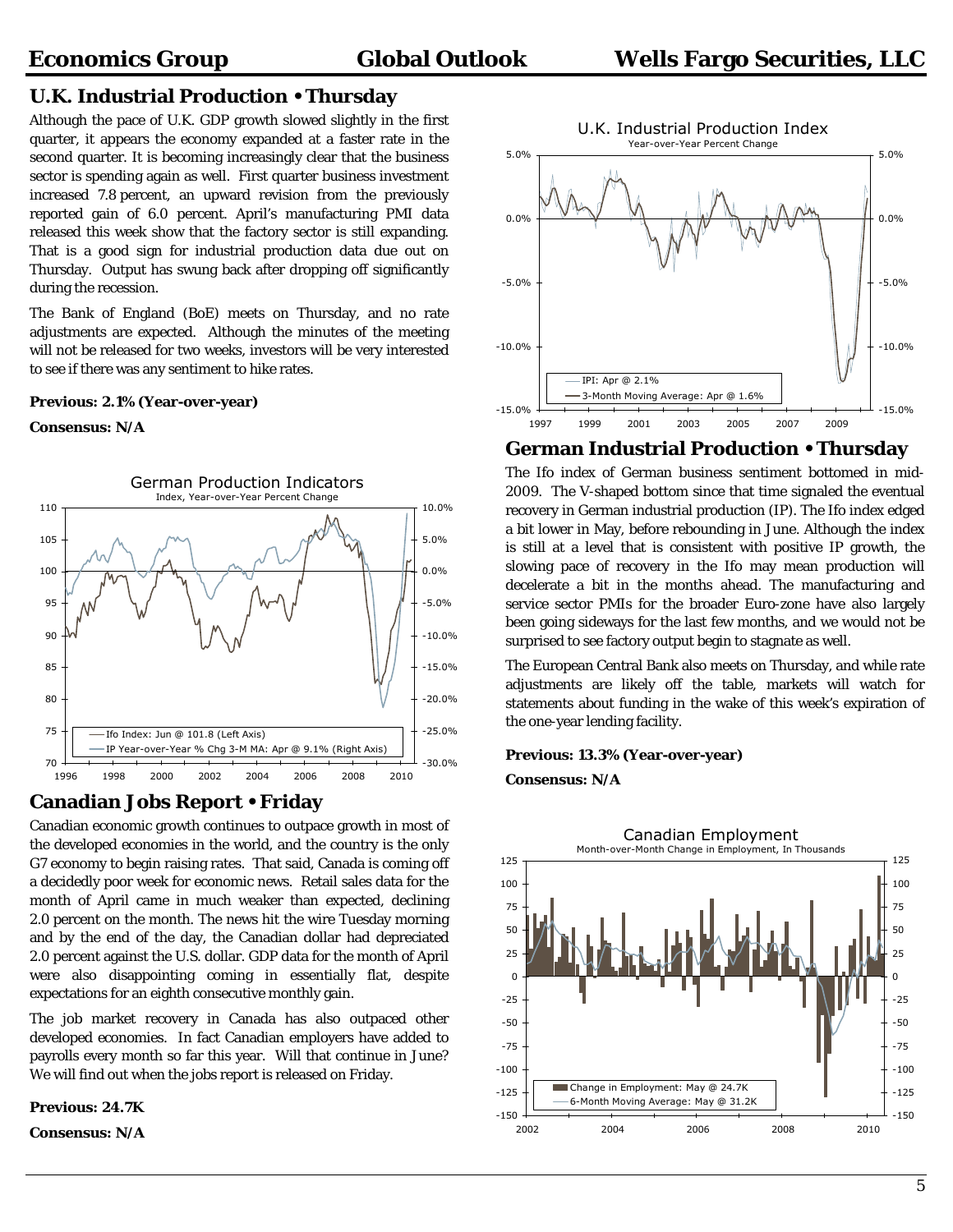## U.K. Industrial Production • Thursday

Although the pace of U.K. GDP growth slowed slightly in the first quarter, it appears the economy expanded at a faster rate in the second quarter. It is becoming increasingly clear that the business sector is spending again as well. First quarter business investment increased 7.8 percent, an upward revision from the previously reported gain of 6.0 percent. April's manufacturing PMI data released this week show that the factory sector is still expanding. That is a good sign for industrial production data due out on Thursday. Output has swung back after dropping off significantly during the recession.

The Bank of England (BoE) meets on Thursday, and no rate adjustments are expected. Although the minutes of the meeting will not be released for two weeks, investors will be very interested to see if there was any sentiment to hike rates.

**Previous: 2.1% (Year-over-year)**

**Consensus: N/A**

## German Industrial Production • Thursday

The Ifo index of German business sentiment bottomed in mid-2009. The V-shaped bottom since that time signaled the eventual recovery in German industrial production (IP). The Ifo index edged a bit lower in May, before rebounding in June. Although the index is still at a level that is consistent with positive IP growth, the slowing pace of recovery in the Ifo may mean production will decelerate a bit in the months ahead. The manufacturing and service sector PMIs for the broader Euro-zone have also largely been going sideways for the last few months, and we would not be surprised to see factory output begin to stagnate as well.

The European Central Bank also meets on Thursday, and while rate adjustments are likely off the table, markets will watch for statements about funding in the wake of this week's expiration of the one-year lending facility.

**Previous: 13.3% (Year-over-year)**

**Consensus: N/A**

## Canadian Jobs Report • Friday

Canadian economic growth continues to outpace growth in most of the developed economies in the world, and the country is the only G7 economy to begin raising rates. That said, Canada is coming off a decidedly poor week for economic news. Retail sales data for the month of April came in much weaker than expected, declining 2.0 percent on the month. The news hit the wire Tuesday morning and by the end of the day, the Canadian dollar had depreciated 2.0 percent against the U.S. dollar. GDP data for the month of April were also disappointing coming in essentially flat, despite expectations for an eighth consecutive monthly gain.

The job market recovery in Canada has also outpaced other developed economies. In fact Canadian employers have added to payrolls every month so far this year. Will that continue in June? We will find out when the jobs report is released on Friday.

**Previous: 24.7K**

**Consensus: N/A**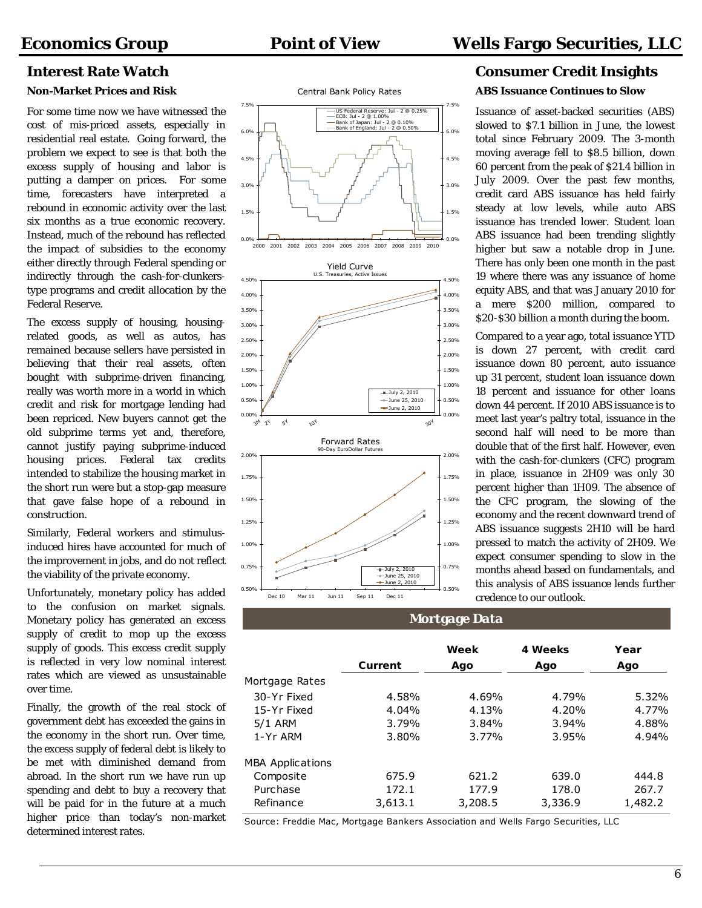## Interest Rate Watch

### Non-Market Prices and Risk

For some time now we have witnessed the cost of mis-priced assets, especially in residential real estate. Going forward, the problem we expect to see is that both the excess supply of housing and labor is putting a damper on prices. For some time, forecasters have interpreted a rebound in economic activity over the last six months as a true economic recovery. Instead, much of the rebound has reflected the impact of subsidies to the economy either directly through Federal spending or indirectly through the cash-for-clunkers-type programs and credit allocation by the Federal Reserve.

The excess supply of housing, housing-related goods, as well as autos, has remained because sellers have persisted in believing that their real assets, often bought with subprime-driven financing, really was worth more in a world in which credit and risk for mortgage lending had been repriced. New buyers cannot get the old subprime terms yet and, therefore, cannot justify paying subprime-induced housing prices. Federal tax credits intended to stabilize the housing market in the short run were but a stop-gap measure that gave false hope of a rebound in construction.

Similarly, Federal workers and stimulus-induced hires have accounted for much of the improvement in jobs, and do not reflect the viability of the private economy.

Unfortunately, monetary policy has added to the confusion on market signals. Monetary policy has generated an excess supply of credit to mop up the excess supply of goods. This excess credit supply is reflected in very low nominal interest rates which are viewed as unsustainable over time.

Finally, the growth of the real stock of government debt has exceeded the gains in the economy in the short run. Over time, the excess supply of federal debt is likely to be met with diminished demand from abroad. In the short run we have run up spending and debt to buy a recovery that will be paid for in the future at a much higher price than today's non-market determined interest rates.

Central Bank Policy Rates

Yield Curve
U.S. Treasuries, Active Issues

Forward Rates
90-Day EuroDollar Futures

## Consumer Credit Insights

### ABS Issuance Continues to Slow

Issuance of asset-backed securities (ABS) slowed to $7.1 billion in June, the lowest total since February 2009. The 3-month moving average fell to $8.5 billion, down 60 percent from the peak of $21.4 billion in July 2009. Over the past few months, credit card ABS issuance has held fairly steady at low levels, while auto ABS issuance has trended lower. Student loan ABS issuance had been trending slightly higher but saw a notable drop in June. There has only been one month in the past 19 where there was any issuance of home equity ABS, and that was January 2010 for a mere $200 million, compared to $20-$30 billion a month during the boom.

Compared to a year ago, total issuance YTD is down 27 percent, with credit card issuance down 80 percent, auto issuance up 31 percent, student loan issuance down 18 percent and issuance for other loans down 44 percent. If 2010 ABS issuance is to meet last year's paltry total, issuance in the second half will need to be more than double that of the first half. However, even with the cash-for-clunkers (CFC) program in place, issuance in 2H09 was only 30 percent higher than 1H09. The absence of the CFC program, the slowing of the economy and the recent downward trend of ABS issuance suggests 2H10 will be hard pressed to match the activity of 2H09. We expect consumer spending to slow in the months ahead based on fundamentals, and this analysis of ABS issuance lends further credence to our outlook.

### Mortgage Data

| | Current | Week Ago | 4 Weeks Ago | Year Ago |
|---|---|---|---|---|
| **Mortgage Rates** | | | | |
| 30-Yr Fixed | 4.58% | 4.69% | 4.79% | 5.32% |
| 15-Yr Fixed | 4.04% | 4.13% | 4.20% | 4.77% |
| 5/1 ARM | 3.79% | 3.84% | 3.94% | 4.88% |
| 1-Yr ARM | 3.80% | 3.77% | 3.95% | 4.94% |
| **MBA Applications** | | | | |
| Composite | 675.9 | 621.2 | 639.0 | 444.8 |
| Purchase | 172.1 | 177.9 | 178.0 | 267.7 |
| Refinance | 3,613.1 | 3,208.5 | 3,336.9 | 1,482.2 |

Source: Freddie Mac, Mortgage Bankers Association and Wells Fargo Securities, LLC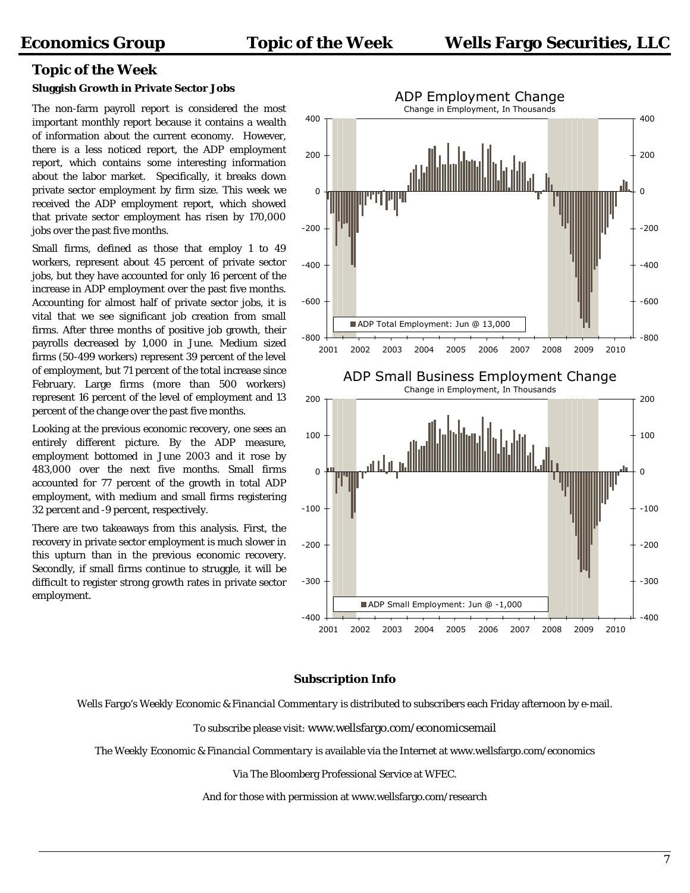## Topic of the Week

**Sluggish Growth in Private Sector Jobs**

The non-farm payroll report is considered the most important monthly report because it contains a wealth of information about the current economy. However, there is a less noticed report, the ADP employment report, which contains some interesting information about the labor market. Specifically, it breaks down private sector employment by firm size. This week we received the ADP employment report, which showed that private sector employment has risen by 170,000 jobs over the past five months.

Small firms, defined as those that employ 1 to 49 workers, represent about 45 percent of private sector jobs, but they have accounted for only 16 percent of the increase in ADP employment over the past five months. Accounting for almost half of private sector jobs, it is vital that we see significant job creation from small firms. After three months of positive job growth, their payrolls decreased by 1,000 in June. Medium sized firms (50-499 workers) represent 39 percent of the level of employment, but 71 percent of the total increase since February. Large firms (more than 500 workers) represent 16 percent of the level of employment and 13 percent of the change over the past five months.

Looking at the previous economic recovery, one sees an entirely different picture. By the ADP measure, employment bottomed in June 2003 and it rose by 483,000 over the next five months. Small firms accounted for 77 percent of the growth in total ADP employment, with medium and small firms registering 32 percent and -9 percent, respectively.

There are two takeaways from this analysis. First, the recovery in private sector employment is much slower in this upturn than in the previous economic recovery. Secondly, if small firms continue to struggle, it will be difficult to register strong growth rates in private sector employment.

**ADP Employment Change**
Change in Employment, In Thousands
ADP Total Employment: Jun @ 13,000

**ADP Small Business Employment Change**
Change in Employment, In Thousands
ADP Small Employment: Jun @ -1,000

**Subscription Info**

Wells Fargo's *Weekly Economic & Financial Commentary* is distributed to subscribers each Friday afternoon by e-mail.

To subscribe please visit: www.wellsfargo.com/economicsemail

The *Weekly Economic & Financial Commentary* is available via the Internet at www.wellsfargo.com/economics

Via The Bloomberg Professional Service at WFEC.

And for those with permission at www.wellsfargo.com/research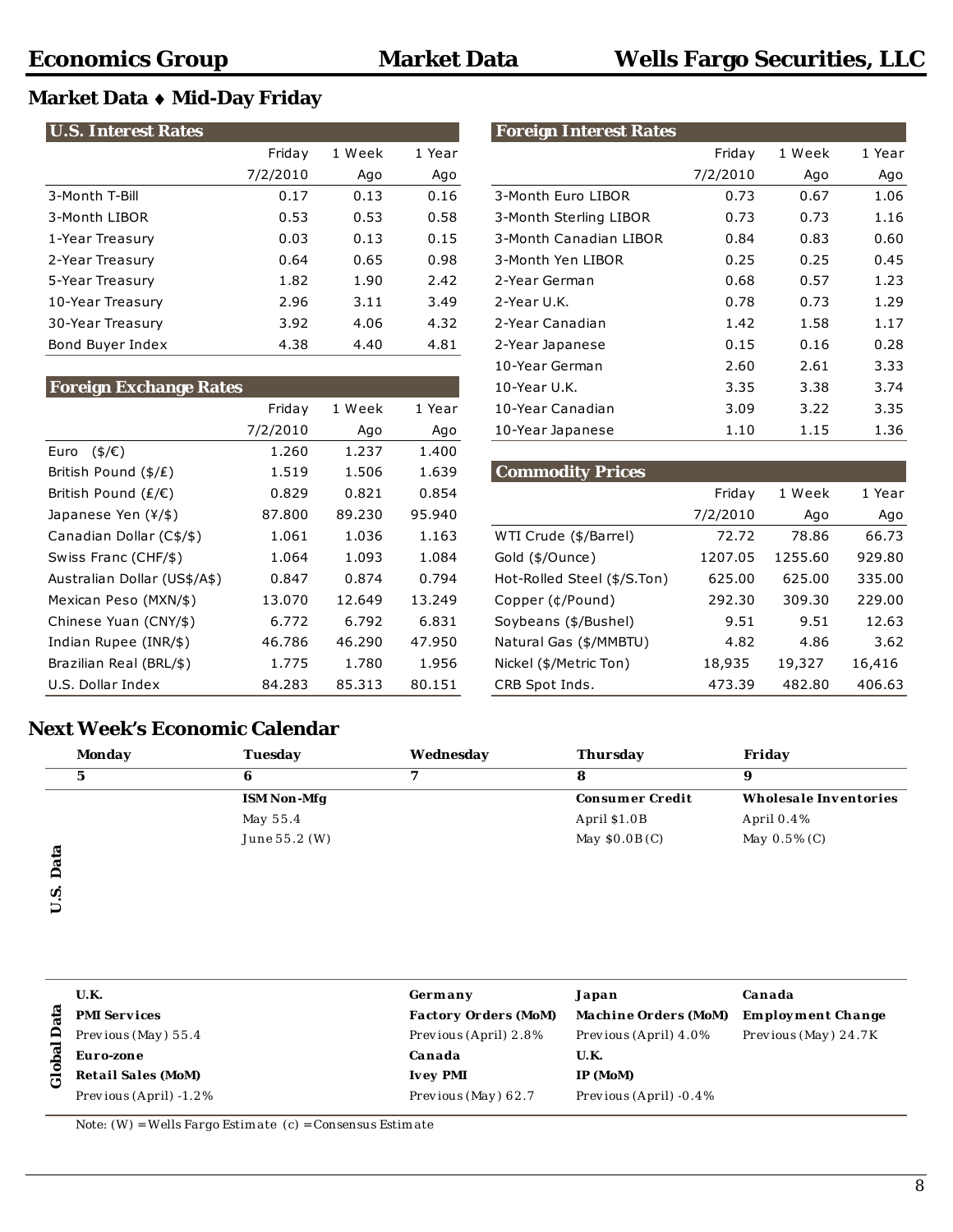## Market Data ♦ Mid-Day Friday

| U.S. Interest Rates | Friday 7/2/2010 | 1 Week Ago | 1 Year Ago |
|---|---|---|---|
| 3-Month T-Bill | 0.17 | 0.13 | 0.16 |
| 3-Month LIBOR | 0.53 | 0.53 | 0.58 |
| 1-Year Treasury | 0.03 | 0.13 | 0.15 |
| 2-Year Treasury | 0.64 | 0.65 | 0.98 |
| 5-Year Treasury | 1.82 | 1.90 | 2.42 |
| 10-Year Treasury | 2.96 | 3.11 | 3.49 |
| 30-Year Treasury | 3.92 | 4.06 | 4.32 |
| Bond Buyer Index | 4.38 | 4.40 | 4.81 |

| Foreign Exchange Rates | Friday 7/2/2010 | 1 Week Ago | 1 Year Ago |
|---|---|---|---|
| Euro ($/€) | 1.260 | 1.237 | 1.400 |
| British Pound ($/₤) | 1.519 | 1.506 | 1.639 |
| British Pound (₤/€) | 0.829 | 0.821 | 0.854 |
| Japanese Yen (¥/$) | 87.800 | 89.230 | 95.940 |
| Canadian Dollar (C$/$) | 1.061 | 1.036 | 1.163 |
| Swiss Franc (CHF/$) | 1.064 | 1.093 | 1.084 |
| Australian Dollar (US$/A$) | 0.847 | 0.874 | 0.794 |
| Mexican Peso (MXN/$) | 13.070 | 12.649 | 13.249 |
| Chinese Yuan (CNY/$) | 6.772 | 6.792 | 6.831 |
| Indian Rupee (INR/$) | 46.786 | 46.290 | 47.950 |
| Brazilian Real (BRL/$) | 1.775 | 1.780 | 1.956 |
| U.S. Dollar Index | 84.283 | 85.313 | 80.151 |

| Foreign Interest Rates | Friday 7/2/2010 | 1 Week Ago | 1 Year Ago |
|---|---|---|---|
| 3-Month Euro LIBOR | 0.73 | 0.67 | 1.06 |
| 3-Month Sterling LIBOR | 0.73 | 0.73 | 1.16 |
| 3-Month Canadian LIBOR | 0.84 | 0.83 | 0.60 |
| 3-Month Yen LIBOR | 0.25 | 0.25 | 0.45 |
| 2-Year German | 0.68 | 0.57 | 1.23 |
| 2-Year U.K. | 0.78 | 0.73 | 1.29 |
| 2-Year Canadian | 1.42 | 1.58 | 1.17 |
| 2-Year Japanese | 0.15 | 0.16 | 0.28 |
| 10-Year German | 2.60 | 2.61 | 3.33 |
| 10-Year U.K. | 3.35 | 3.38 | 3.74 |
| 10-Year Canadian | 3.09 | 3.22 | 3.35 |
| 10-Year Japanese | 1.10 | 1.15 | 1.36 |

| Commodity Prices | Friday 7/2/2010 | 1 Week Ago | 1 Year Ago |
|---|---|---|---|
| WTI Crude ($/Barrel) | 72.72 | 78.86 | 66.73 |
| Gold ($/Ounce) | 1207.05 | 1255.60 | 929.80 |
| Hot-Rolled Steel ($/S.Ton) | 625.00 | 625.00 | 335.00 |
| Copper (¢/Pound) | 292.30 | 309.30 | 229.00 |
| Soybeans ($/Bushel) | 9.51 | 9.51 | 12.63 |
| Natural Gas ($/MMBTU) | 4.82 | 4.86 | 3.62 |
| Nickel ($/Metric Ton) | 18,935 | 19,327 | 16,416 |
| CRB Spot Inds. | 473.39 | 482.80 | 406.63 |

## Next Week's Economic Calendar

| | Monday 5 | Tuesday 6 | Wednesday 7 | Thursday 8 | Friday 9 |
|---|---|---|---|---|---|
| U.S. Data | | **ISM Non-Mfg**<br>May 55.4<br>June 55.2 (W) | | **Consumer Credit**<br>April $1.0B<br>May $0.0B (C) | **Wholesale Inventories**<br>April 0.4%<br>May 0.5% (C) |
| Global Data | **U.K.**<br>**PMI Services**<br>Previous (May) 55.4<br>**Euro-zone**<br>**Retail Sales (MoM)**<br>Previous (April) -1.2% | | **Germany**<br>**Factory Orders (MoM)**<br>Previous (April) 2.8%<br>**Canada**<br>**Ivey PMI**<br>Previous (May) 62.7 | **Japan**<br>**Machine Orders (MoM)**<br>Previous (April) 4.0%<br>**U.K.**<br>**IP (MoM)**<br>Previous (April) -0.4% | **Canada**<br>**Employment Change**<br>Previous (May) 24.7K |

Note: (W) = Wells Fargo Estimate (c) = Consensus Estimate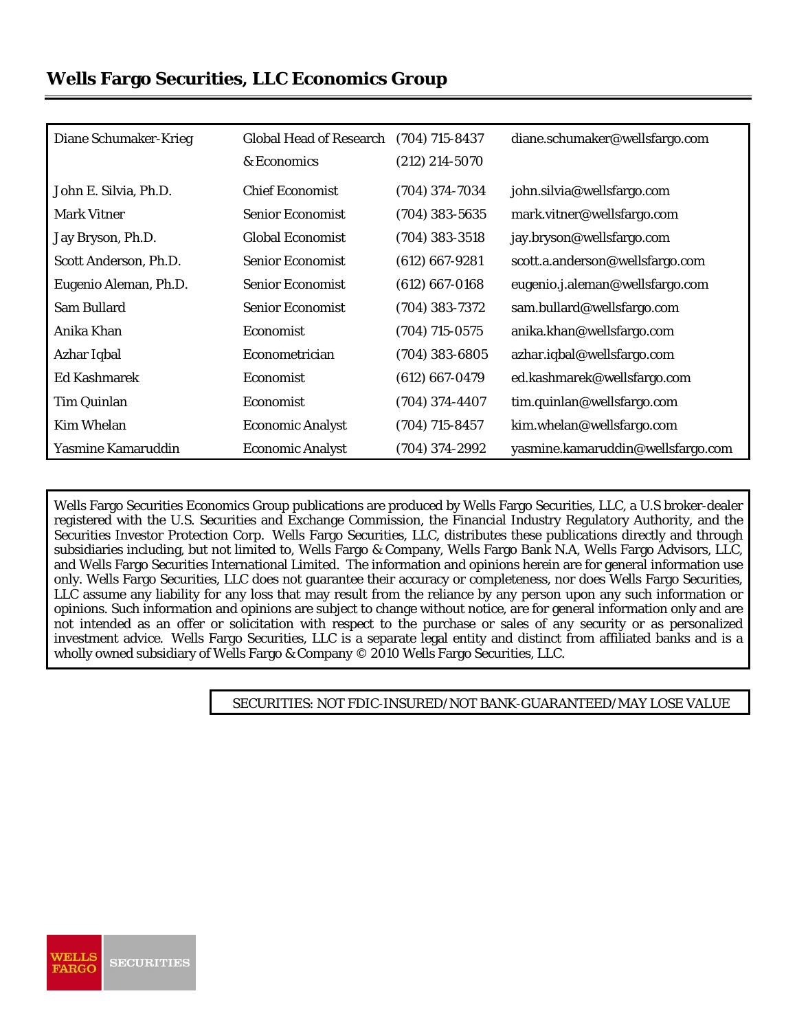## Wells Fargo Securities, LLC Economics Group

| | | | |
|---|---|---|---|
| Diane Schumaker-Krieg | Global Head of Research & Economics | (704) 715-8437<br>(212) 214-5070 | diane.schumaker@wellsfargo.com |
| John E. Silvia, Ph.D. | Chief Economist | (704) 374-7034 | john.silvia@wellsfargo.com |
| Mark Vitner | Senior Economist | (704) 383-5635 | mark.vitner@wellsfargo.com |
| Jay Bryson, Ph.D. | Global Economist | (704) 383-3518 | jay.bryson@wellsfargo.com |
| Scott Anderson, Ph.D. | Senior Economist | (612) 667-9281 | scott.a.anderson@wellsfargo.com |
| Eugenio Aleman, Ph.D. | Senior Economist | (612) 667-0168 | eugenio.j.aleman@wellsfargo.com |
| Sam Bullard | Senior Economist | (704) 383-7372 | sam.bullard@wellsfargo.com |
| Anika Khan | Economist | (704) 715-0575 | anika.khan@wellsfargo.com |
| Azhar Iqbal | Econometrician | (704) 383-6805 | azhar.iqbal@wellsfargo.com |
| Ed Kashmarek | Economist | (612) 667-0479 | ed.kashmarek@wellsfargo.com |
| Tim Quinlan | Economist | (704) 374-4407 | tim.quinlan@wellsfargo.com |
| Kim Whelan | Economic Analyst | (704) 715-8457 | kim.whelan@wellsfargo.com |
| Yasmine Kamaruddin | Economic Analyst | (704) 374-2992 | yasmine.kamaruddin@wellsfargo.com |

Wells Fargo Securities Economics Group publications are produced by Wells Fargo Securities, LLC, a U.S broker-dealer registered with the U.S. Securities and Exchange Commission, the Financial Industry Regulatory Authority, and the Securities Investor Protection Corp. Wells Fargo Securities, LLC, distributes these publications directly and through subsidiaries including, but not limited to, Wells Fargo & Company, Wells Fargo Bank N.A, Wells Fargo Advisors, LLC, and Wells Fargo Securities International Limited. The information and opinions herein are for general information use only. Wells Fargo Securities, LLC does not guarantee their accuracy or completeness, nor does Wells Fargo Securities, LLC assume any liability for any loss that may result from the reliance by any person upon any such information or opinions. Such information and opinions are subject to change without notice, are for general information only and are not intended as an offer or solicitation with respect to the purchase or sales of any security or as personalized investment advice. Wells Fargo Securities, LLC is a separate legal entity and distinct from affiliated banks and is a wholly owned subsidiary of Wells Fargo & Company © 2010 Wells Fargo Securities, LLC.

SECURITIES: NOT FDIC-INSURED/NOT BANK-GUARANTEED/MAY LOSE VALUE

WELLS FARGO SECURITIES